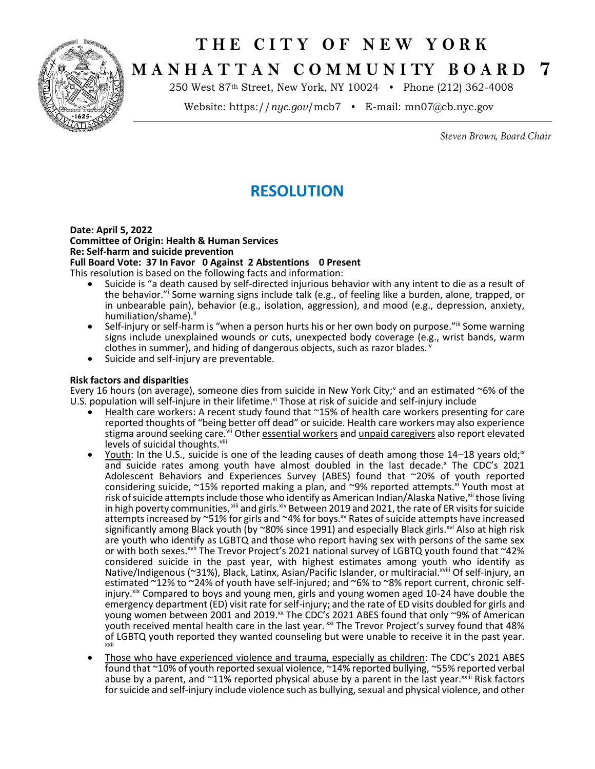# THE CITY OF NEW YORK
# MANHATTAN COMMUNITY BOARD 7

250 West 87th Street, New York, NY 10024 • Phone (212) 362-4008

Website: https://*nyc.gov*/mcb7 • E-mail: mn07@cb.nyc.gov

*Steven Brown, Board Chair*

## RESOLUTION

**Date: April 5, 2022**
**Committee of Origin: Health & Human Services**
**Re: Self-harm and suicide prevention**
**Full Board Vote: 37 In Favor 0 Against 2 Abstentions 0 Present**

This resolution is based on the following facts and information:

- Suicide is "a death caused by self-directed injurious behavior with any intent to die as a result of the behavior."[i] Some warning signs include talk (e.g., of feeling like a burden, alone, trapped, or in unbearable pain), behavior (e.g., isolation, aggression), and mood (e.g., depression, anxiety, humiliation/shame).[ii]
- Self-injury or self-harm is "when a person hurts his or her own body on purpose."[iii] Some warning signs include unexplained wounds or cuts, unexpected body coverage (e.g., wrist bands, warm clothes in summer), and hiding of dangerous objects, such as razor blades.[iv]
- Suicide and self-injury are preventable.

**Risk factors and disparities**

Every 16 hours (on average), someone dies from suicide in New York City;[v] and an estimated ~6% of the U.S. population will self-injure in their lifetime.[vi] Those at risk of suicide and self-injury include

- Health care workers: A recent study found that ~15% of health care workers presenting for care reported thoughts of "being better off dead" or suicide. Health care workers may also experience stigma around seeking care.[vii] Other essential workers and unpaid caregivers also report elevated levels of suicidal thoughts.[viii]
- Youth: In the U.S., suicide is one of the leading causes of death among those 14–18 years old;[ix] and suicide rates among youth have almost doubled in the last decade.[x] The CDC's 2021 Adolescent Behaviors and Experiences Survey (ABES) found that ~20% of youth reported considering suicide, ~15% reported making a plan, and ~9% reported attempts.[xi] Youth most at risk of suicide attempts include those who identify as American Indian/Alaska Native,[xii] those living in high poverty communities,[xiii] and girls.[xiv] Between 2019 and 2021, the rate of ER visits for suicide attempts increased by ~51% for girls and ~4% for boys.[xv] Rates of suicide attempts have increased significantly among Black youth (by ~80% since 1991) and especially Black girls.[xvi] Also at high risk are youth who identify as LGBTQ and those who report having sex with persons of the same sex or with both sexes.[xvii] The Trevor Project's 2021 national survey of LGBTQ youth found that ~42% considered suicide in the past year, with highest estimates among youth who identify as Native/Indigenous (~31%), Black, Latinx, Asian/Pacific Islander, or multiracial.[xviii] Of self-injury, an estimated ~12% to ~24% of youth have self-injured; and ~6% to ~8% report current, chronic self-injury.[xix] Compared to boys and young men, girls and young women aged 10-24 have double the emergency department (ED) visit rate for self-injury; and the rate of ED visits doubled for girls and young women between 2001 and 2019.[xx] The CDC's 2021 ABES found that only ~9% of American youth received mental health care in the last year.[xxi] The Trevor Project's survey found that 48% of LGBTQ youth reported they wanted counseling but were unable to receive it in the past year.[xxii]
- Those who have experienced violence and trauma, especially as children: The CDC's 2021 ABES found that ~10% of youth reported sexual violence, ~14% reported bullying, ~55% reported verbal abuse by a parent, and ~11% reported physical abuse by a parent in the last year.[xxiii] Risk factors for suicide and self-injury include violence such as bullying, sexual and physical violence, and other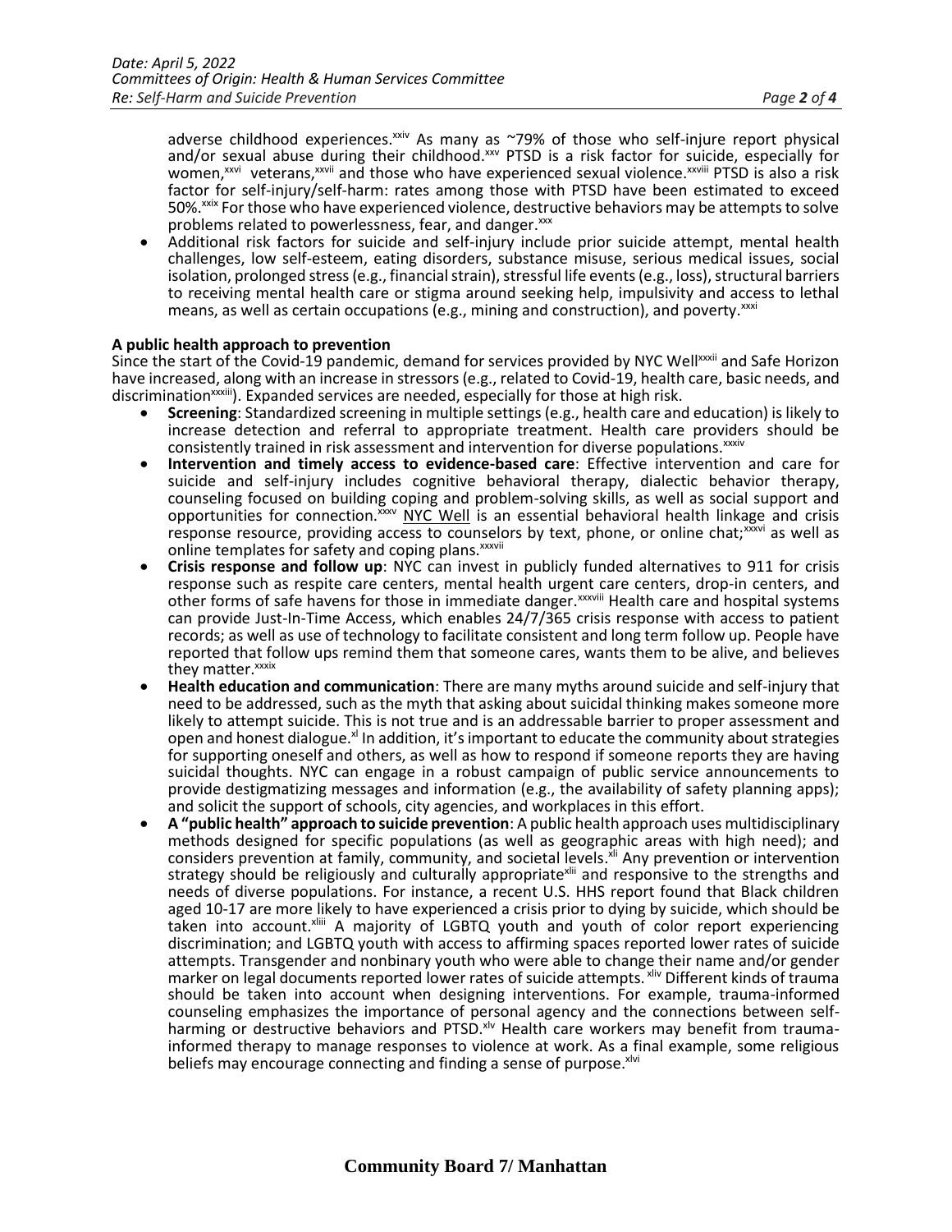adverse childhood experiences.[xxiv] As many as ~79% of those who self-injure report physical and/or sexual abuse during their childhood.[xxv] PTSD is a risk factor for suicide, especially for women,[xxvi] veterans,[xxvii] and those who have experienced sexual violence.[xxviii] PTSD is also a risk factor for self-injury/self-harm: rates among those with PTSD have been estimated to exceed 50%.[xxix] For those who have experienced violence, destructive behaviors may be attempts to solve problems related to powerlessness, fear, and danger.[xxx]

- Additional risk factors for suicide and self-injury include prior suicide attempt, mental health challenges, low self-esteem, eating disorders, substance misuse, serious medical issues, social isolation, prolonged stress (e.g., financial strain), stressful life events (e.g., loss), structural barriers to receiving mental health care or stigma around seeking help, impulsivity and access to lethal means, as well as certain occupations (e.g., mining and construction), and poverty.[xxxi]

**A public health approach to prevention**

Since the start of the Covid-19 pandemic, demand for services provided by NYC Well[xxxii] and Safe Horizon have increased, along with an increase in stressors (e.g., related to Covid-19, health care, basic needs, and discrimination[xxxiii]). Expanded services are needed, especially for those at high risk.

- **Screening**: Standardized screening in multiple settings (e.g., health care and education) is likely to increase detection and referral to appropriate treatment. Health care providers should be consistently trained in risk assessment and intervention for diverse populations.[xxxiv]
- **Intervention and timely access to evidence-based care**: Effective intervention and care for suicide and self-injury includes cognitive behavioral therapy, dialectic behavior therapy, counseling focused on building coping and problem-solving skills, as well as social support and opportunities for connection.[xxxv] NYC Well is an essential behavioral health linkage and crisis response resource, providing access to counselors by text, phone, or online chat;[xxxvi] as well as online templates for safety and coping plans.[xxxvii]
- **Crisis response and follow up**: NYC can invest in publicly funded alternatives to 911 for crisis response such as respite care centers, mental health urgent care centers, drop-in centers, and other forms of safe havens for those in immediate danger.[xxxviii] Health care and hospital systems can provide Just-In-Time Access, which enables 24/7/365 crisis response with access to patient records; as well as use of technology to facilitate consistent and long term follow up. People have reported that follow ups remind them that someone cares, wants them to be alive, and believes they matter.[xxxix]
- **Health education and communication**: There are many myths around suicide and self-injury that need to be addressed, such as the myth that asking about suicidal thinking makes someone more likely to attempt suicide. This is not true and is an addressable barrier to proper assessment and open and honest dialogue.[xl] In addition, it's important to educate the community about strategies for supporting oneself and others, as well as how to respond if someone reports they are having suicidal thoughts. NYC can engage in a robust campaign of public service announcements to provide destigmatizing messages and information (e.g., the availability of safety planning apps); and solicit the support of schools, city agencies, and workplaces in this effort.
- **A "public health" approach to suicide prevention**: A public health approach uses multidisciplinary methods designed for specific populations (as well as geographic areas with high need); and considers prevention at family, community, and societal levels.[xli] Any prevention or intervention strategy should be religiously and culturally appropriate[xlii] and responsive to the strengths and needs of diverse populations. For instance, a recent U.S. HHS report found that Black children aged 10-17 are more likely to have experienced a crisis prior to dying by suicide, which should be taken into account.[xliii] A majority of LGBTQ youth and youth of color report experiencing discrimination; and LGBTQ youth with access to affirming spaces reported lower rates of suicide attempts. Transgender and nonbinary youth who were able to change their name and/or gender marker on legal documents reported lower rates of suicide attempts.[xliv] Different kinds of trauma should be taken into account when designing interventions. For example, trauma-informed counseling emphasizes the importance of personal agency and the connections between self-harming or destructive behaviors and PTSD.[xlv] Health care workers may benefit from trauma-informed therapy to manage responses to violence at work. As a final example, some religious beliefs may encourage connecting and finding a sense of purpose.[xlvi]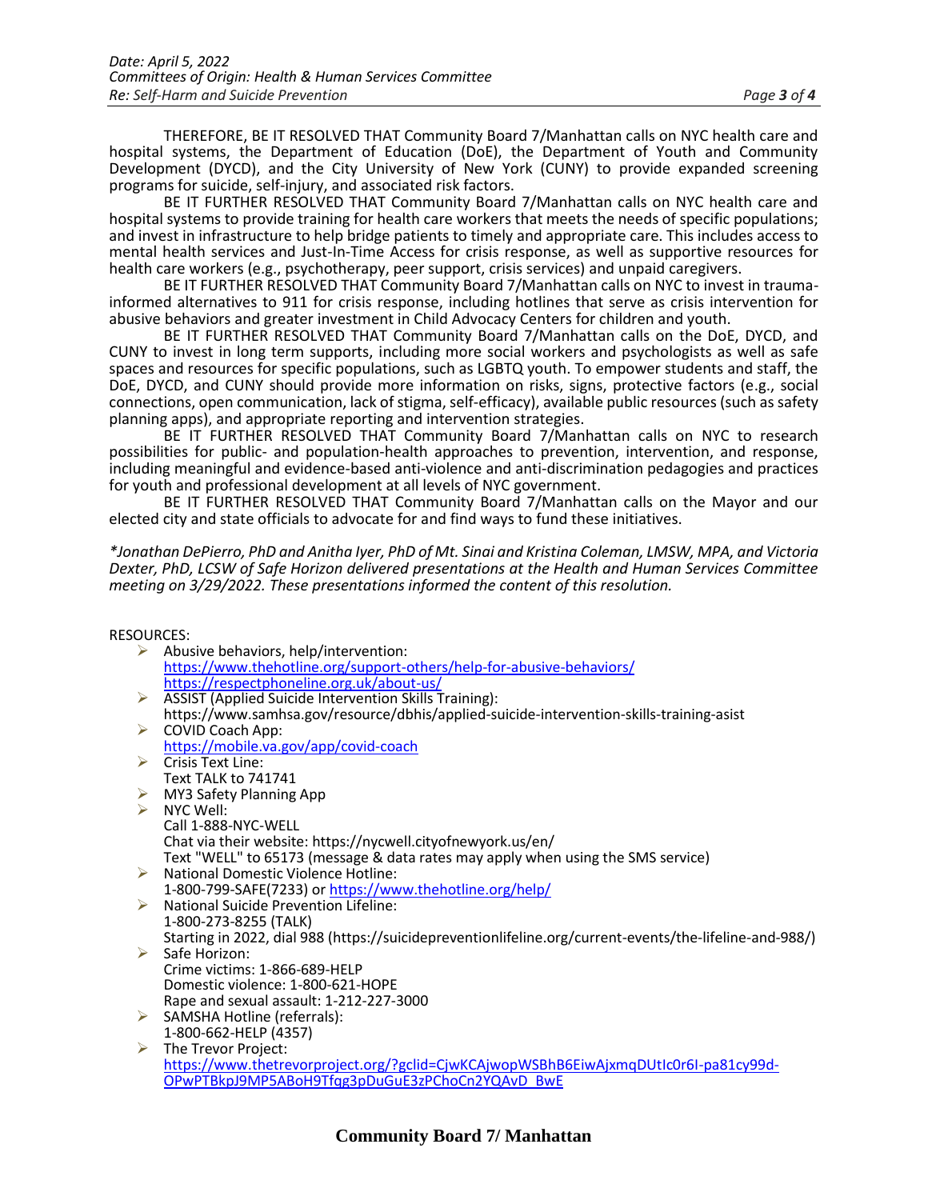THEREFORE, BE IT RESOLVED THAT Community Board 7/Manhattan calls on NYC health care and hospital systems, the Department of Education (DoE), the Department of Youth and Community Development (DYCD), and the City University of New York (CUNY) to provide expanded screening programs for suicide, self-injury, and associated risk factors.

BE IT FURTHER RESOLVED THAT Community Board 7/Manhattan calls on NYC health care and hospital systems to provide training for health care workers that meets the needs of specific populations; and invest in infrastructure to help bridge patients to timely and appropriate care. This includes access to mental health services and Just-In-Time Access for crisis response, as well as supportive resources for health care workers (e.g., psychotherapy, peer support, crisis services) and unpaid caregivers.

BE IT FURTHER RESOLVED THAT Community Board 7/Manhattan calls on NYC to invest in trauma-informed alternatives to 911 for crisis response, including hotlines that serve as crisis intervention for abusive behaviors and greater investment in Child Advocacy Centers for children and youth.

BE IT FURTHER RESOLVED THAT Community Board 7/Manhattan calls on the DoE, DYCD, and CUNY to invest in long term supports, including more social workers and psychologists as well as safe spaces and resources for specific populations, such as LGBTQ youth. To empower students and staff, the DoE, DYCD, and CUNY should provide more information on risks, signs, protective factors (e.g., social connections, open communication, lack of stigma, self-efficacy), available public resources (such as safety planning apps), and appropriate reporting and intervention strategies.

BE IT FURTHER RESOLVED THAT Community Board 7/Manhattan calls on NYC to research possibilities for public- and population-health approaches to prevention, intervention, and response, including meaningful and evidence-based anti-violence and anti-discrimination pedagogies and practices for youth and professional development at all levels of NYC government.

BE IT FURTHER RESOLVED THAT Community Board 7/Manhattan calls on the Mayor and our elected city and state officials to advocate for and find ways to fund these initiatives.

*\*Jonathan DePierro, PhD and Anitha Iyer, PhD of Mt. Sinai and Kristina Coleman, LMSW, MPA, and Victoria Dexter, PhD, LCSW of Safe Horizon delivered presentations at the Health and Human Services Committee meeting on 3/29/2022. These presentations informed the content of this resolution.*

RESOURCES:

- Abusive behaviors, help/intervention:
  https://www.thehotline.org/support-others/help-for-abusive-behaviors/
  https://respectphoneline.org.uk/about-us/
- ASSIST (Applied Suicide Intervention Skills Training):
  https://www.samhsa.gov/resource/dbhis/applied-suicide-intervention-skills-training-asist
- COVID Coach App:
  https://mobile.va.gov/app/covid-coach
- Crisis Text Line:
  Text TALK to 741741
- MY3 Safety Planning App
- NYC Well:
  Call 1-888-NYC-WELL
  Chat via their website: https://nycwell.cityofnewyork.us/en/
  Text "WELL" to 65173 (message & data rates may apply when using the SMS service)
- National Domestic Violence Hotline:
  1-800-799-SAFE(7233) or https://www.thehotline.org/help/
- National Suicide Prevention Lifeline:
  1-800-273-8255 (TALK)
  Starting in 2022, dial 988 (https://suicidepreventionlifeline.org/current-events/the-lifeline-and-988/)
- Safe Horizon:
  Crime victims: 1-866-689-HELP
  Domestic violence: 1-800-621-HOPE
  Rape and sexual assault: 1-212-227-3000
- SAMSHA Hotline (referrals):
  1-800-662-HELP (4357)
- The Trevor Project:
  https://www.thetrevorproject.org/?gclid=CjwKCAjwopWSBhB6EiwAjxmqDUtIc0r6I-pa81cy99d-OPwPTBkpJ9MP5ABoH9Tfqg3pDuGuE3zPChoCn2YQAvD_BwE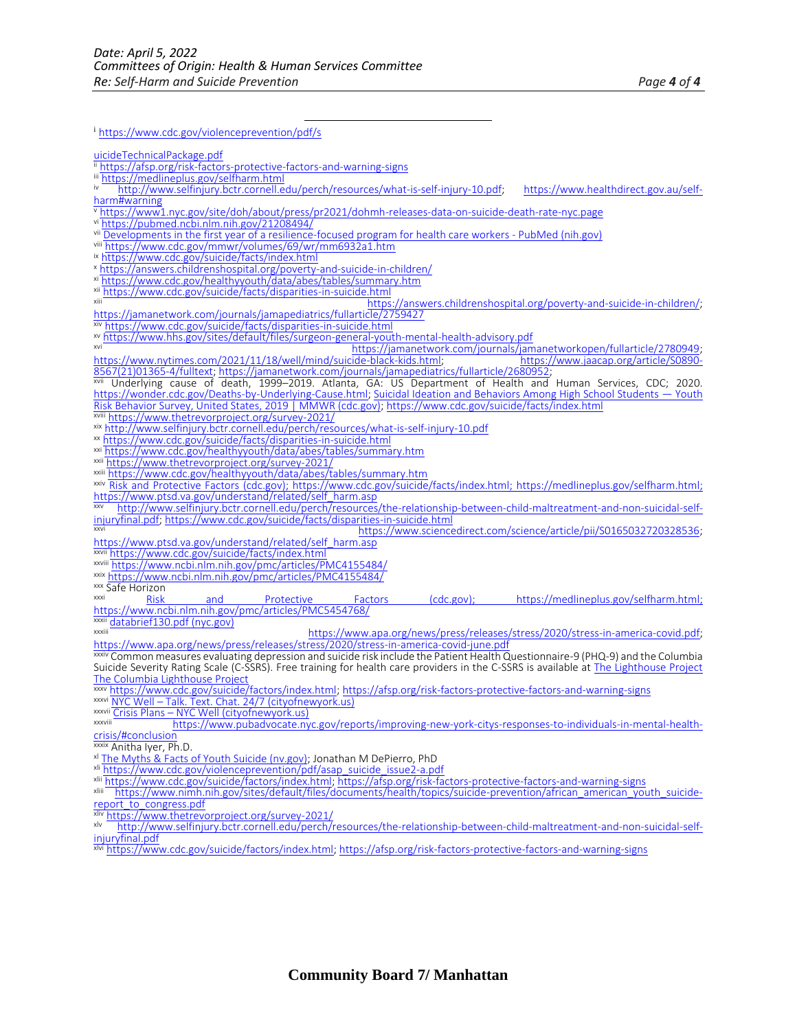[i] https://www.cdc.gov/violenceprevention/pdf/suicideTechnicalPackage.pdf

[ii] https://afsp.org/risk-factors-protective-factors-and-warning-signs

[iii] https://medlineplus.gov/selfharm.html

[iv] http://www.selfinjury.bctr.cornell.edu/perch/resources/what-is-self-injury-10.pdf; https://www.healthdirect.gov.au/self-harm#warning

[v] https://www1.nyc.gov/site/doh/about/press/pr2021/dohmh-releases-data-on-suicide-death-rate-nyc.page

[vi] https://pubmed.ncbi.nlm.nih.gov/21208494/

[vii] Developments in the first year of a resilience-focused program for health care workers - PubMed (nih.gov)

[viii] https://www.cdc.gov/mmwr/volumes/69/wr/mm6932a1.htm

[ix] https://www.cdc.gov/suicide/facts/index.html

[x] https://answers.childrenshospital.org/poverty-and-suicide-in-children/

[xi] https://www.cdc.gov/healthyyouth/data/abes/tables/summary.htm

[xii] https://www.cdc.gov/suicide/facts/disparities-in-suicide.html

[xiii] https://answers.childrenshospital.org/poverty-and-suicide-in-children/; https://jamanetwork.com/journals/jamapediatrics/fullarticle/2759427

[xiv] https://www.cdc.gov/suicide/facts/disparities-in-suicide.html

[xv] https://www.hhs.gov/sites/default/files/surgeon-general-youth-mental-health-advisory.pdf

[xvi] https://jamanetwork.com/journals/jamanetworkopen/fullarticle/2780949; https://www.nytimes.com/2021/11/18/well/mind/suicide-black-kids.html; https://www.jaacap.org/article/S0890-8567(21)01365-4/fulltext; https://jamanetwork.com/journals/jamapediatrics/fullarticle/2680952;

[xvii] Underlying cause of death, 1999–2019. Atlanta, GA: US Department of Health and Human Services, CDC; 2020. https://wonder.cdc.gov/Deaths-by-Underlying-Cause.html; Suicidal Ideation and Behaviors Among High School Students — Youth Risk Behavior Survey, United States, 2019 | MMWR (cdc.gov); https://www.cdc.gov/suicide/facts/index.html

[xviii] https://www.thetrevorproject.org/survey-2021/

[xix] http://www.selfinjury.bctr.cornell.edu/perch/resources/what-is-self-injury-10.pdf

[xx] https://www.cdc.gov/suicide/facts/disparities-in-suicide.html

[xxi] https://www.cdc.gov/healthyyouth/data/abes/tables/summary.htm

[xxii] https://www.thetrevorproject.org/survey-2021/

[xxiii] https://www.cdc.gov/healthyyouth/data/abes/tables/summary.htm

[xxiv] Risk and Protective Factors (cdc.gov); https://www.cdc.gov/suicide/facts/index.html; https://medlineplus.gov/selfharm.html; https://www.ptsd.va.gov/understand/related/self_harm.asp

[xxv] http://www.selfinjury.bctr.cornell.edu/perch/resources/the-relationship-between-child-maltreatment-and-non-suicidal-self-injuryfinal.pdf; https://www.cdc.gov/suicide/facts/disparities-in-suicide.html

[xxvi] https://www.sciencedirect.com/science/article/pii/S0165032720328536; https://www.ptsd.va.gov/understand/related/self_harm.asp

[xxvii] https://www.cdc.gov/suicide/facts/index.html

[xxviii] https://www.ncbi.nlm.nih.gov/pmc/articles/PMC4155484/

[xxix] https://www.ncbi.nlm.nih.gov/pmc/articles/PMC4155484/

[xxx] Safe Horizon

[xxxi] Risk and Protective Factors (cdc.gov); https://medlineplus.gov/selfharm.html; https://www.ncbi.nlm.nih.gov/pmc/articles/PMC5454768/

[xxxii] databrief130.pdf (nyc.gov)

[xxxiii] https://www.apa.org/news/press/releases/stress/2020/stress-in-america-covid.pdf; https://www.apa.org/news/press/releases/stress/2020/stress-in-america-covid-june.pdf

[xxxiv] Common measures evaluating depression and suicide risk include the Patient Health Questionnaire-9 (PHQ-9) and the Columbia Suicide Severity Rating Scale (C-SSRS). Free training for health care providers in the C-SSRS is available at The Lighthouse Project The Columbia Lighthouse Project

[xxxv] https://www.cdc.gov/suicide/factors/index.html; https://afsp.org/risk-factors-protective-factors-and-warning-signs

[xxxvi] NYC Well – Talk. Text. Chat. 24/7 (cityofnewyork.us)

[xxxvii] Crisis Plans – NYC Well (cityofnewyork.us)

[xxxviii] https://www.pubadvocate.nyc.gov/reports/improving-new-york-citys-responses-to-individuals-in-mental-health-crisis/#conclusion

[xxxix] Anitha Iyer, Ph.D.

[xl] The Myths & Facts of Youth Suicide (nv.gov); Jonathan M DePierro, PhD

[xli] https://www.cdc.gov/violenceprevention/pdf/asap_suicide_issue2-a.pdf

[xlii] https://www.cdc.gov/suicide/factors/index.html; https://afsp.org/risk-factors-protective-factors-and-warning-signs

[xliii] https://www.nimh.nih.gov/sites/default/files/documents/health/topics/suicide-prevention/african_american_youth_suicide-report_to_congress.pdf

[xliv] https://www.thetrevorproject.org/survey-2021/

[xlv] http://www.selfinjury.bctr.cornell.edu/perch/resources/the-relationship-between-child-maltreatment-and-non-suicidal-self-injuryfinal.pdf

[xlvi] https://www.cdc.gov/suicide/factors/index.html; https://afsp.org/risk-factors-protective-factors-and-warning-signs